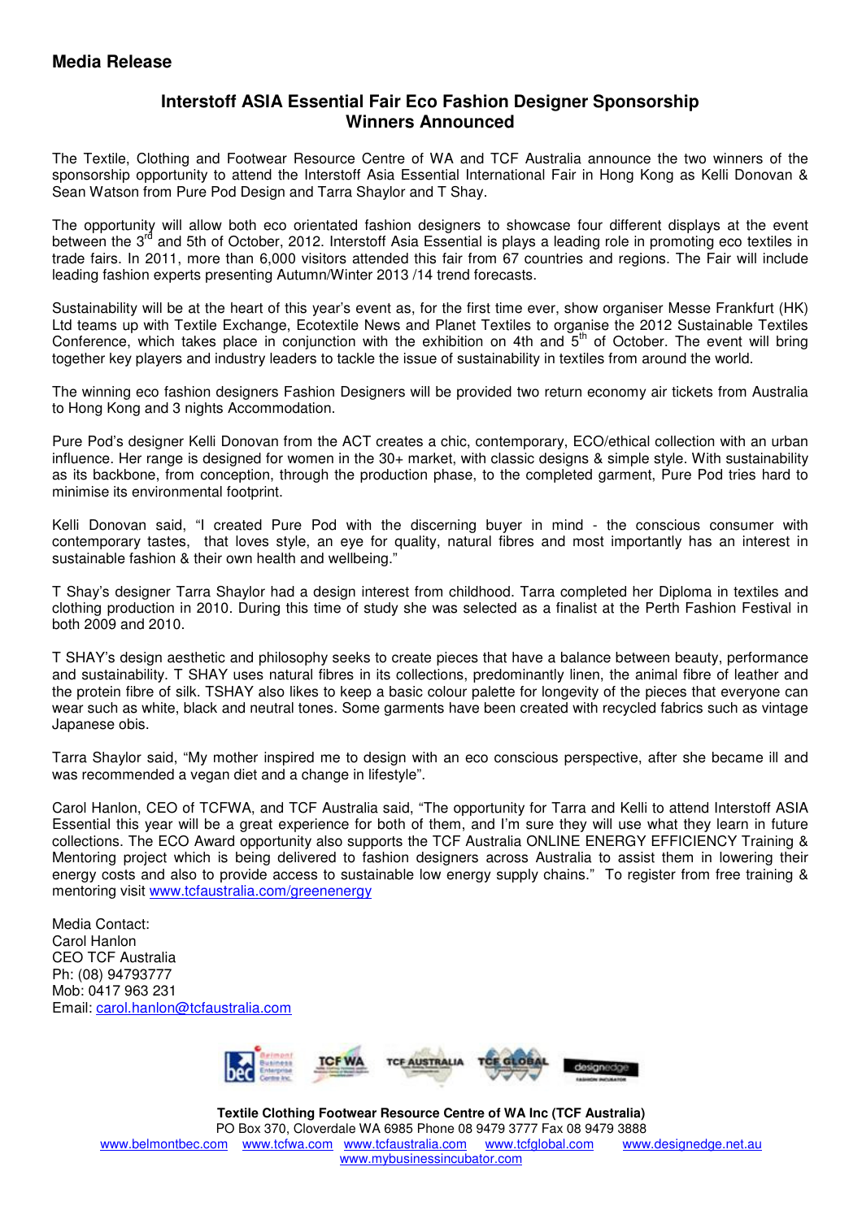**Media Release**

## Interstoff ASIA Essential Fair Eco Fashion Designer Sponsorship Winners Announced

The Textile, Clothing and Footwear Resource Centre of WA and TCF Australia announce the two winners of the sponsorship opportunity to attend the Interstoff Asia Essential International Fair in Hong Kong as Kelli Donovan & Sean Watson from Pure Pod Design and Tarra Shaylor and T Shay.

The opportunity will allow both eco orientated fashion designers to showcase four different displays at the event between the 3rd and 5th of October, 2012. Interstoff Asia Essential is plays a leading role in promoting eco textiles in trade fairs. In 2011, more than 6,000 visitors attended this fair from 67 countries and regions. The Fair will include leading fashion experts presenting Autumn/Winter 2013 /14 trend forecasts.

Sustainability will be at the heart of this year's event as, for the first time ever, show organiser Messe Frankfurt (HK) Ltd teams up with Textile Exchange, Ecotextile News and Planet Textiles to organise the 2012 Sustainable Textiles Conference, which takes place in conjunction with the exhibition on 4th and 5th of October. The event will bring together key players and industry leaders to tackle the issue of sustainability in textiles from around the world.

The winning eco fashion designers Fashion Designers will be provided two return economy air tickets from Australia to Hong Kong and 3 nights Accommodation.

Pure Pod's designer Kelli Donovan from the ACT creates a chic, contemporary, ECO/ethical collection with an urban influence. Her range is designed for women in the 30+ market, with classic designs & simple style. With sustainability as its backbone, from conception, through the production phase, to the completed garment, Pure Pod tries hard to minimise its environmental footprint.

Kelli Donovan said, "I created Pure Pod with the discerning buyer in mind - the conscious consumer with contemporary tastes, that loves style, an eye for quality, natural fibres and most importantly has an interest in sustainable fashion & their own health and wellbeing."

T Shay's designer Tarra Shaylor had a design interest from childhood. Tarra completed her Diploma in textiles and clothing production in 2010. During this time of study she was selected as a finalist at the Perth Fashion Festival in both 2009 and 2010.

T SHAY's design aesthetic and philosophy seeks to create pieces that have a balance between beauty, performance and sustainability. T SHAY uses natural fibres in its collections, predominantly linen, the animal fibre of leather and the protein fibre of silk. TSHAY also likes to keep a basic colour palette for longevity of the pieces that everyone can wear such as white, black and neutral tones. Some garments have been created with recycled fabrics such as vintage Japanese obis.

Tarra Shaylor said, "My mother inspired me to design with an eco conscious perspective, after she became ill and was recommended a vegan diet and a change in lifestyle".

Carol Hanlon, CEO of TCFWA, and TCF Australia said, "The opportunity for Tarra and Kelli to attend Interstoff ASIA Essential this year will be a great experience for both of them, and I'm sure they will use what they learn in future collections. The ECO Award opportunity also supports the TCF Australia ONLINE ENERGY EFFICIENCY Training & Mentoring project which is being delivered to fashion designers across Australia to assist them in lowering their energy costs and also to provide access to sustainable low energy supply chains." To register from free training & mentoring visit www.tcfaustralia.com/greenenergy

Media Contact:
Carol Hanlon
CEO TCF Australia
Ph: (08) 94793777
Mob: 0417 963 231
Email: carol.hanlon@tcfaustralia.com

**Textile Clothing Footwear Resource Centre of WA Inc (TCF Australia)**
PO Box 370, Cloverdale WA 6985 Phone 08 9479 3777 Fax 08 9479 3888
www.belmontbec.com www.tcfwa.com www.tcfaustralia.com www.tcfglobal.com www.designedge.net.au
www.mybusinessincubator.com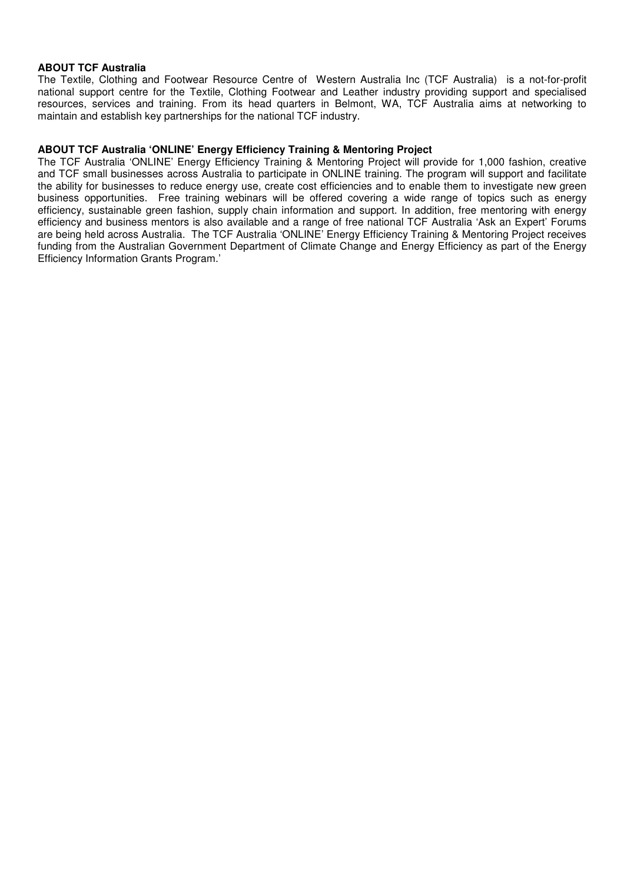**ABOUT TCF Australia**

The Textile, Clothing and Footwear Resource Centre of Western Australia Inc (TCF Australia) is a not-for-profit national support centre for the Textile, Clothing Footwear and Leather industry providing support and specialised resources, services and training. From its head quarters in Belmont, WA, TCF Australia aims at networking to maintain and establish key partnerships for the national TCF industry.

**ABOUT TCF Australia 'ONLINE' Energy Efficiency Training & Mentoring Project**

The TCF Australia 'ONLINE' Energy Efficiency Training & Mentoring Project will provide for 1,000 fashion, creative and TCF small businesses across Australia to participate in ONLINE training. The program will support and facilitate the ability for businesses to reduce energy use, create cost efficiencies and to enable them to investigate new green business opportunities. Free training webinars will be offered covering a wide range of topics such as energy efficiency, sustainable green fashion, supply chain information and support. In addition, free mentoring with energy efficiency and business mentors is also available and a range of free national TCF Australia 'Ask an Expert' Forums are being held across Australia. The TCF Australia 'ONLINE' Energy Efficiency Training & Mentoring Project receives funding from the Australian Government Department of Climate Change and Energy Efficiency as part of the Energy Efficiency Information Grants Program.'